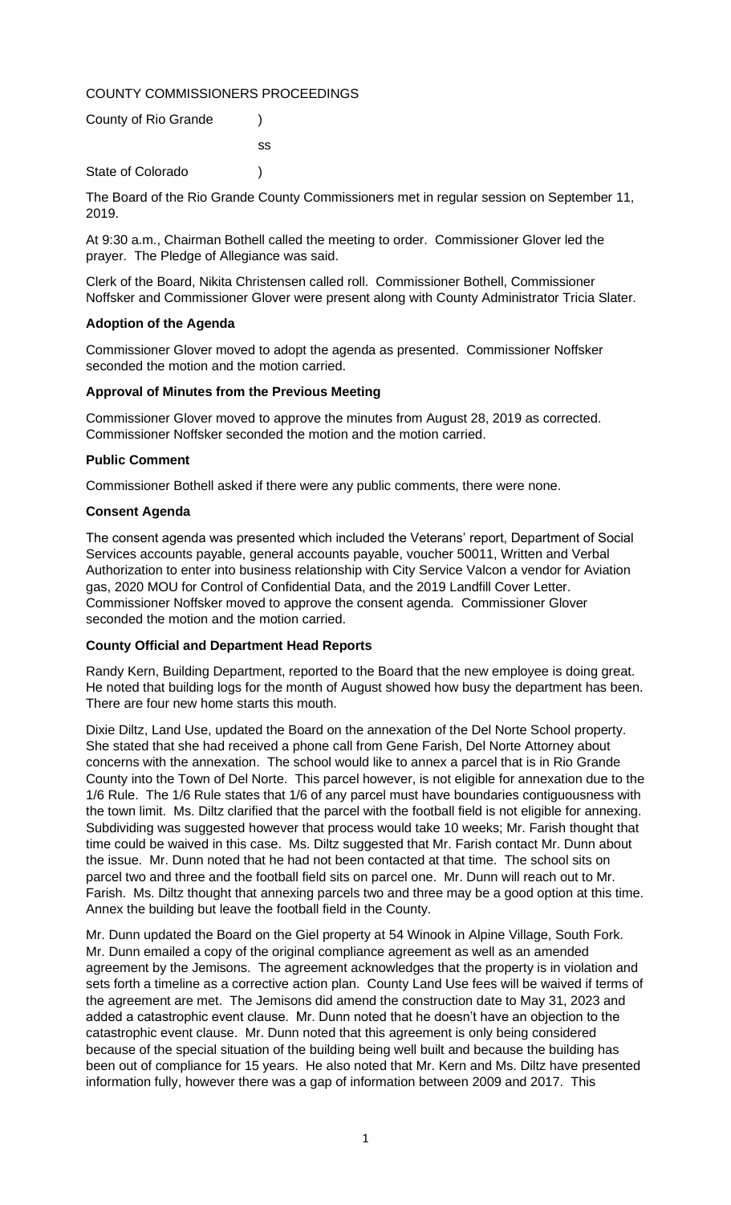COUNTY COMMISSIONERS PROCEEDINGS

County of Rio Grande )

ss

State of Colorado )

The Board of the Rio Grande County Commissioners met in regular session on September 11, 2019.

At 9:30 a.m., Chairman Bothell called the meeting to order. Commissioner Glover led the prayer. The Pledge of Allegiance was said.

Clerk of the Board, Nikita Christensen called roll. Commissioner Bothell, Commissioner Noffsker and Commissioner Glover were present along with County Administrator Tricia Slater.

**Adoption of the Agenda**

Commissioner Glover moved to adopt the agenda as presented. Commissioner Noffsker seconded the motion and the motion carried.

**Approval of Minutes from the Previous Meeting**

Commissioner Glover moved to approve the minutes from August 28, 2019 as corrected. Commissioner Noffsker seconded the motion and the motion carried.

**Public Comment**

Commissioner Bothell asked if there were any public comments, there were none.

**Consent Agenda**

The consent agenda was presented which included the Veterans' report, Department of Social Services accounts payable, general accounts payable, voucher 50011, Written and Verbal Authorization to enter into business relationship with City Service Valcon a vendor for Aviation gas, 2020 MOU for Control of Confidential Data, and the 2019 Landfill Cover Letter. Commissioner Noffsker moved to approve the consent agenda. Commissioner Glover seconded the motion and the motion carried.

**County Official and Department Head Reports**

Randy Kern, Building Department, reported to the Board that the new employee is doing great. He noted that building logs for the month of August showed how busy the department has been. There are four new home starts this mouth.

Dixie Diltz, Land Use, updated the Board on the annexation of the Del Norte School property. She stated that she had received a phone call from Gene Farish, Del Norte Attorney about concerns with the annexation. The school would like to annex a parcel that is in Rio Grande County into the Town of Del Norte. This parcel however, is not eligible for annexation due to the 1/6 Rule. The 1/6 Rule states that 1/6 of any parcel must have boundaries contiguousness with the town limit. Ms. Diltz clarified that the parcel with the football field is not eligible for annexing. Subdividing was suggested however that process would take 10 weeks; Mr. Farish thought that time could be waived in this case. Ms. Diltz suggested that Mr. Farish contact Mr. Dunn about the issue. Mr. Dunn noted that he had not been contacted at that time. The school sits on parcel two and three and the football field sits on parcel one. Mr. Dunn will reach out to Mr. Farish. Ms. Diltz thought that annexing parcels two and three may be a good option at this time. Annex the building but leave the football field in the County.

Mr. Dunn updated the Board on the Giel property at 54 Winook in Alpine Village, South Fork. Mr. Dunn emailed a copy of the original compliance agreement as well as an amended agreement by the Jemisons. The agreement acknowledges that the property is in violation and sets forth a timeline as a corrective action plan. County Land Use fees will be waived if terms of the agreement are met. The Jemisons did amend the construction date to May 31, 2023 and added a catastrophic event clause. Mr. Dunn noted that he doesn't have an objection to the catastrophic event clause. Mr. Dunn noted that this agreement is only being considered because of the special situation of the building being well built and because the building has been out of compliance for 15 years. He also noted that Mr. Kern and Ms. Diltz have presented information fully, however there was a gap of information between 2009 and 2017. This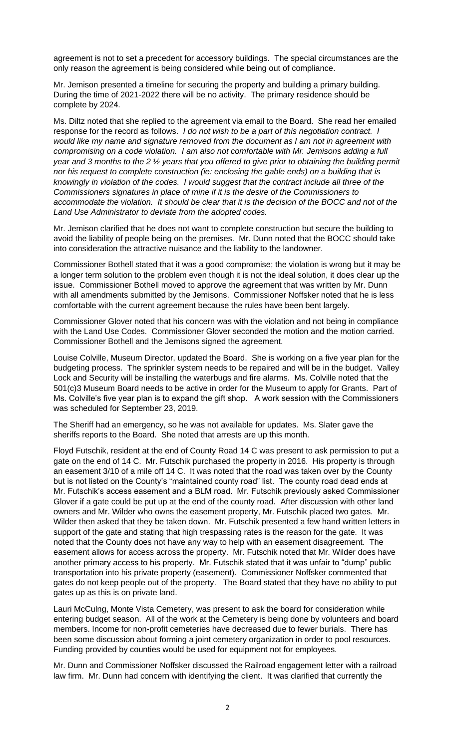agreement is not to set a precedent for accessory buildings. The special circumstances are the only reason the agreement is being considered while being out of compliance.

Mr. Jemison presented a timeline for securing the property and building a primary building. During the time of 2021-2022 there will be no activity. The primary residence should be complete by 2024.

Ms. Diltz noted that she replied to the agreement via email to the Board. She read her emailed response for the record as follows. *I do not wish to be a part of this negotiation contract. I would like my name and signature removed from the document as I am not in agreement with compromising on a code violation. I am also not comfortable with Mr. Jemisons adding a full year and 3 months to the 2 ½ years that you offered to give prior to obtaining the building permit nor his request to complete construction (ie: enclosing the gable ends) on a building that is knowingly in violation of the codes. I would suggest that the contract include all three of the Commissioners signatures in place of mine if it is the desire of the Commissioners to accommodate the violation. It should be clear that it is the decision of the BOCC and not of the Land Use Administrator to deviate from the adopted codes.*

Mr. Jemison clarified that he does not want to complete construction but secure the building to avoid the liability of people being on the premises. Mr. Dunn noted that the BOCC should take into consideration the attractive nuisance and the liability to the landowner.

Commissioner Bothell stated that it was a good compromise; the violation is wrong but it may be a longer term solution to the problem even though it is not the ideal solution, it does clear up the issue. Commissioner Bothell moved to approve the agreement that was written by Mr. Dunn with all amendments submitted by the Jemisons. Commissioner Noffsker noted that he is less comfortable with the current agreement because the rules have been bent largely.

Commissioner Glover noted that his concern was with the violation and not being in compliance with the Land Use Codes. Commissioner Glover seconded the motion and the motion carried. Commissioner Bothell and the Jemisons signed the agreement.

Louise Colville, Museum Director, updated the Board. She is working on a five year plan for the budgeting process. The sprinkler system needs to be repaired and will be in the budget. Valley Lock and Security will be installing the waterbugs and fire alarms. Ms. Colville noted that the 501(c)3 Museum Board needs to be active in order for the Museum to apply for Grants. Part of Ms. Colville's five year plan is to expand the gift shop. A work session with the Commissioners was scheduled for September 23, 2019.

The Sheriff had an emergency, so he was not available for updates. Ms. Slater gave the sheriffs reports to the Board. She noted that arrests are up this month.

Floyd Futschik, resident at the end of County Road 14 C was present to ask permission to put a gate on the end of 14 C. Mr. Futschik purchased the property in 2016. His property is through an easement 3/10 of a mile off 14 C. It was noted that the road was taken over by the County but is not listed on the County's "maintained county road" list. The county road dead ends at Mr. Futschik's access easement and a BLM road. Mr. Futschik previously asked Commissioner Glover if a gate could be put up at the end of the county road. After discussion with other land owners and Mr. Wilder who owns the easement property, Mr. Futschik placed two gates. Mr. Wilder then asked that they be taken down. Mr. Futschik presented a few hand written letters in support of the gate and stating that high trespassing rates is the reason for the gate. It was noted that the County does not have any way to help with an easement disagreement. The easement allows for access across the property. Mr. Futschik noted that Mr. Wilder does have another primary access to his property. Mr. Futschik stated that it was unfair to "dump" public transportation into his private property (easement). Commissioner Noffsker commented that gates do not keep people out of the property. The Board stated that they have no ability to put gates up as this is on private land.

Lauri McCulng, Monte Vista Cemetery, was present to ask the board for consideration while entering budget season. All of the work at the Cemetery is being done by volunteers and board members. Income for non-profit cemeteries have decreased due to fewer burials. There has been some discussion about forming a joint cemetery organization in order to pool resources. Funding provided by counties would be used for equipment not for employees.

Mr. Dunn and Commissioner Noffsker discussed the Railroad engagement letter with a railroad law firm. Mr. Dunn had concern with identifying the client. It was clarified that currently the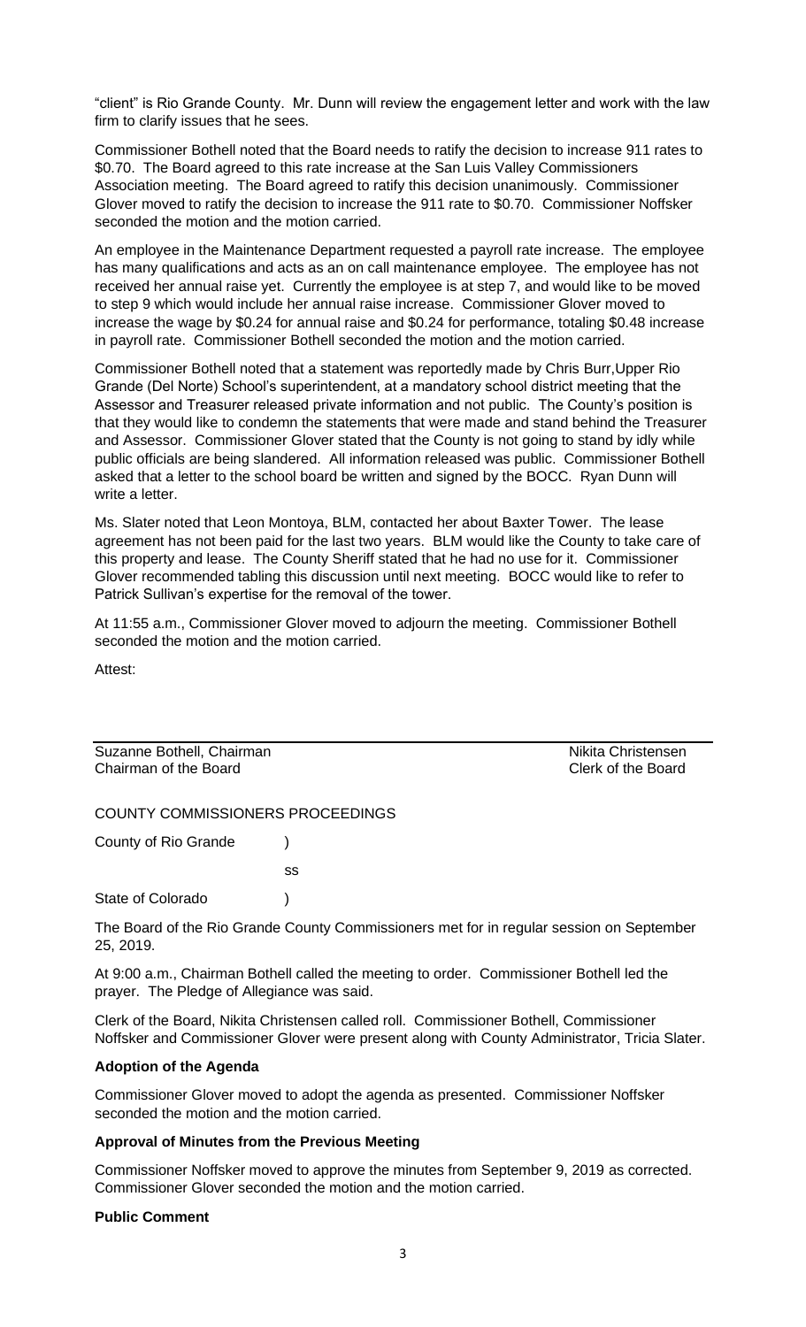"client" is Rio Grande County. Mr. Dunn will review the engagement letter and work with the law firm to clarify issues that he sees.

Commissioner Bothell noted that the Board needs to ratify the decision to increase 911 rates to $0.70. The Board agreed to this rate increase at the San Luis Valley Commissioners Association meeting. The Board agreed to ratify this decision unanimously. Commissioner Glover moved to ratify the decision to increase the 911 rate to $0.70. Commissioner Noffsker seconded the motion and the motion carried.

An employee in the Maintenance Department requested a payroll rate increase. The employee has many qualifications and acts as an on call maintenance employee. The employee has not received her annual raise yet. Currently the employee is at step 7, and would like to be moved to step 9 which would include her annual raise increase. Commissioner Glover moved to increase the wage by $0.24 for annual raise and $0.24 for performance, totaling $0.48 increase in payroll rate. Commissioner Bothell seconded the motion and the motion carried.

Commissioner Bothell noted that a statement was reportedly made by Chris Burr,Upper Rio Grande (Del Norte) School's superintendent, at a mandatory school district meeting that the Assessor and Treasurer released private information and not public. The County's position is that they would like to condemn the statements that were made and stand behind the Treasurer and Assessor. Commissioner Glover stated that the County is not going to stand by idly while public officials are being slandered. All information released was public. Commissioner Bothell asked that a letter to the school board be written and signed by the BOCC. Ryan Dunn will write a letter.

Ms. Slater noted that Leon Montoya, BLM, contacted her about Baxter Tower. The lease agreement has not been paid for the last two years. BLM would like the County to take care of this property and lease. The County Sheriff stated that he had no use for it. Commissioner Glover recommended tabling this discussion until next meeting. BOCC would like to refer to Patrick Sullivan's expertise for the removal of the tower.

At 11:55 a.m., Commissioner Glover moved to adjourn the meeting. Commissioner Bothell seconded the motion and the motion carried.

Attest:

| | |
|---|---|
| Suzanne Bothell, Chairman | Nikita Christensen |
| Chairman of the Board | Clerk of the Board |

COUNTY COMMISSIONERS PROCEEDINGS

County of Rio Grande )

ss

State of Colorado )

The Board of the Rio Grande County Commissioners met for in regular session on September 25, 2019.

At 9:00 a.m., Chairman Bothell called the meeting to order. Commissioner Bothell led the prayer. The Pledge of Allegiance was said.

Clerk of the Board, Nikita Christensen called roll. Commissioner Bothell, Commissioner Noffsker and Commissioner Glover were present along with County Administrator, Tricia Slater.

**Adoption of the Agenda**

Commissioner Glover moved to adopt the agenda as presented. Commissioner Noffsker seconded the motion and the motion carried.

**Approval of Minutes from the Previous Meeting**

Commissioner Noffsker moved to approve the minutes from September 9, 2019 as corrected. Commissioner Glover seconded the motion and the motion carried.

**Public Comment**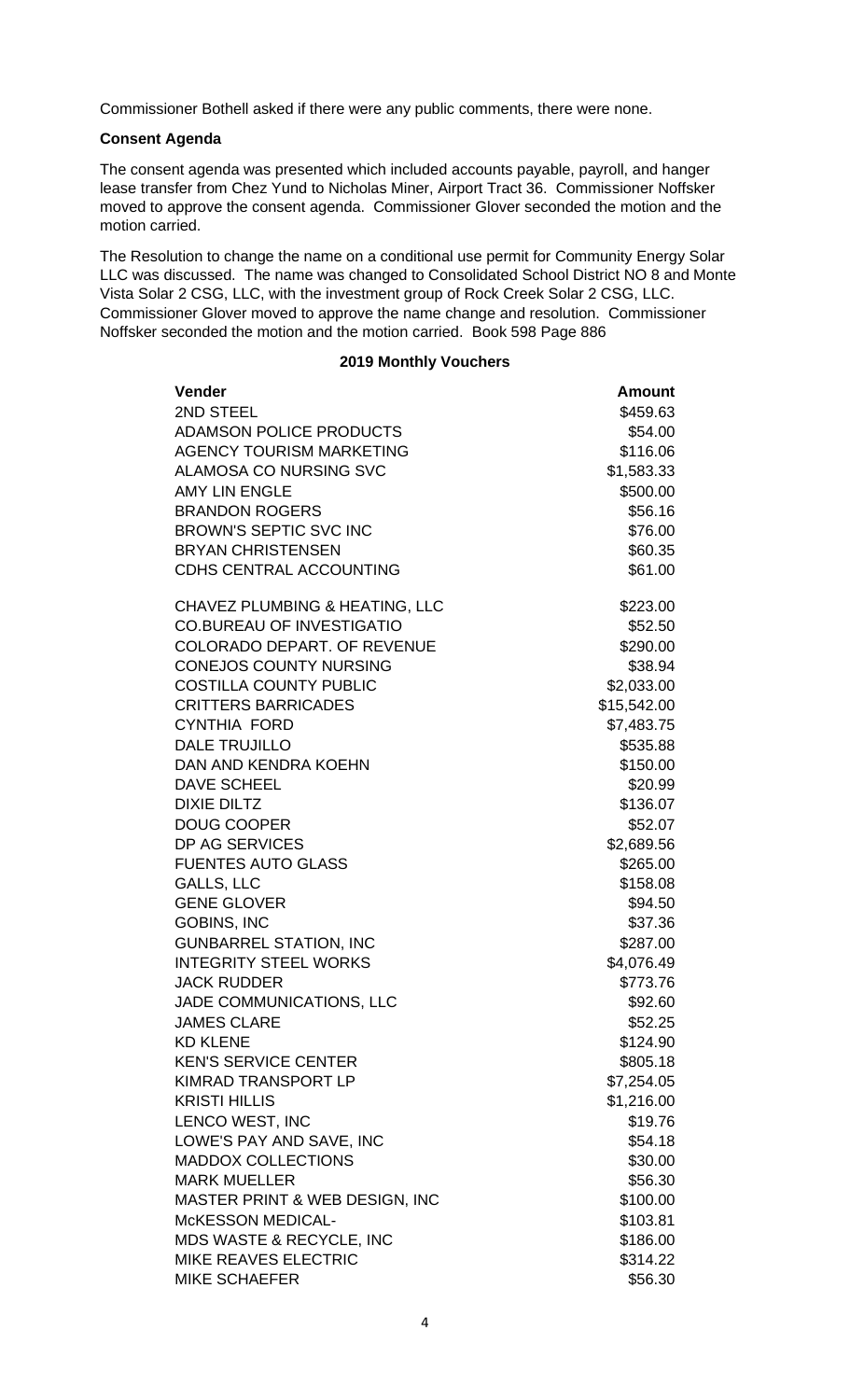Commissioner Bothell asked if there were any public comments, there were none.

**Consent Agenda**

The consent agenda was presented which included accounts payable, payroll, and hanger lease transfer from Chez Yund to Nicholas Miner, Airport Tract 36. Commissioner Noffsker moved to approve the consent agenda. Commissioner Glover seconded the motion and the motion carried.

The Resolution to change the name on a conditional use permit for Community Energy Solar LLC was discussed. The name was changed to Consolidated School District NO 8 and Monte Vista Solar 2 CSG, LLC, with the investment group of Rock Creek Solar 2 CSG, LLC. Commissioner Glover moved to approve the name change and resolution. Commissioner Noffsker seconded the motion and the motion carried. Book 598 Page 886

**2019 Monthly Vouchers**

| Vender | Amount |
|---|---|
| 2ND STEEL | $459.63 |
| ADAMSON POLICE PRODUCTS | $54.00 |
| AGENCY TOURISM MARKETING | $116.06 |
| ALAMOSA CO NURSING SVC | $1,583.33 |
| AMY LIN ENGLE | $500.00 |
| BRANDON ROGERS | $56.16 |
| BROWN'S SEPTIC SVC INC | $76.00 |
| BRYAN CHRISTENSEN | $60.35 |
| CDHS CENTRAL ACCOUNTING | $61.00 |
| CHAVEZ PLUMBING & HEATING, LLC | $223.00 |
| CO.BUREAU OF INVESTIGATIO | $52.50 |
| COLORADO DEPART. OF REVENUE | $290.00 |
| CONEJOS COUNTY NURSING | $38.94 |
| COSTILLA COUNTY PUBLIC | $2,033.00 |
| CRITTERS BARRICADES | $15,542.00 |
| CYNTHIA FORD | $7,483.75 |
| DALE TRUJILLO | $535.88 |
| DAN AND KENDRA KOEHN | $150.00 |
| DAVE SCHEEL | $20.99 |
| DIXIE DILTZ | $136.07 |
| DOUG COOPER | $52.07 |
| DP AG SERVICES | $2,689.56 |
| FUENTES AUTO GLASS | $265.00 |
| GALLS, LLC | $158.08 |
| GENE GLOVER | $94.50 |
| GOBINS, INC | $37.36 |
| GUNBARREL STATION, INC | $287.00 |
| INTEGRITY STEEL WORKS | $4,076.49 |
| JACK RUDDER | $773.76 |
| JADE COMMUNICATIONS, LLC | $92.60 |
| JAMES CLARE | $52.25 |
| KD KLENE | $124.90 |
| KEN'S SERVICE CENTER | $805.18 |
| KIMRAD TRANSPORT LP | $7,254.05 |
| KRISTI HILLIS | $1,216.00 |
| LENCO WEST, INC | $19.76 |
| LOWE'S PAY AND SAVE, INC | $54.18 |
| MADDOX COLLECTIONS | $30.00 |
| MARK MUELLER | $56.30 |
| MASTER PRINT & WEB DESIGN, INC | $100.00 |
| McKESSON MEDICAL- | $103.81 |
| MDS WASTE & RECYCLE, INC | $186.00 |
| MIKE REAVES ELECTRIC | $314.22 |
| MIKE SCHAEFER | $56.30 |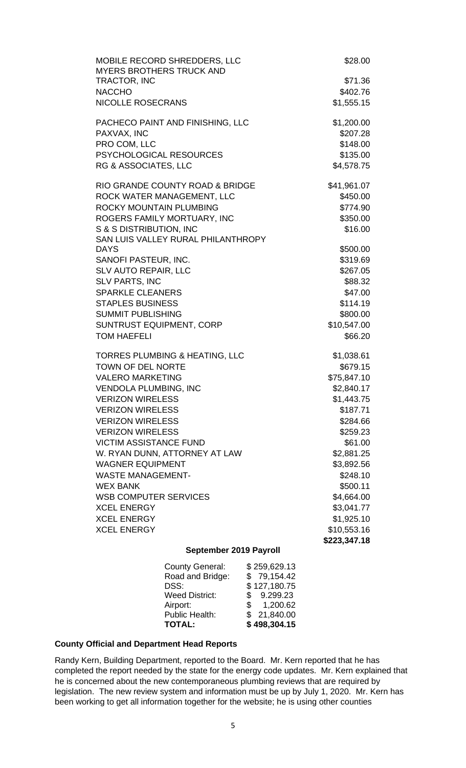| | |
|---|---|
| MOBILE RECORD SHREDDERS, LLC | $28.00 |
| MYERS BROTHERS TRUCK AND TRACTOR, INC | $71.36 |
| NACCHO | $402.76 |
| NICOLLE ROSECRANS | $1,555.15 |
| PACHECO PAINT AND FINISHING, LLC | $1,200.00 |
| PAXVAX, INC | $207.28 |
| PRO COM, LLC | $148.00 |
| PSYCHOLOGICAL RESOURCES | $135.00 |
| RG & ASSOCIATES, LLC | $4,578.75 |
| RIO GRANDE COUNTY ROAD & BRIDGE | $41,961.07 |
| ROCK WATER MANAGEMENT, LLC | $450.00 |
| ROCKY MOUNTAIN PLUMBING | $774.90 |
| ROGERS FAMILY MORTUARY, INC | $350.00 |
| S & S DISTRIBUTION, INC | $16.00 |
| SAN LUIS VALLEY RURAL PHILANTHROPY DAYS | $500.00 |
| SANOFI PASTEUR, INC. | $319.69 |
| SLV AUTO REPAIR, LLC | $267.05 |
| SLV PARTS, INC | $88.32 |
| SPARKLE CLEANERS | $47.00 |
| STAPLES BUSINESS | $114.19 |
| SUMMIT PUBLISHING | $800.00 |
| SUNTRUST EQUIPMENT, CORP | $10,547.00 |
| TOM HAEFELI | $66.20 |
| TORRES PLUMBING & HEATING, LLC | $1,038.61 |
| TOWN OF DEL NORTE | $679.15 |
| VALERO MARKETING | $75,847.10 |
| VENDOLA PLUMBING, INC | $2,840.17 |
| VERIZON WIRELESS | $1,443.75 |
| VERIZON WIRELESS | $187.71 |
| VERIZON WIRELESS | $284.66 |
| VERIZON WIRELESS | $259.23 |
| VICTIM ASSISTANCE FUND | $61.00 |
| W. RYAN DUNN, ATTORNEY AT LAW | $2,881.25 |
| WAGNER EQUIPMENT | $3,892.56 |
| WASTE MANAGEMENT- | $248.10 |
| WEX BANK | $500.11 |
| WSB COMPUTER SERVICES | $4,664.00 |
| XCEL ENERGY | $3,041.77 |
| XCEL ENERGY | $1,925.10 |
| XCEL ENERGY | $10,553.16 |
| | **$223,347.18** |

**September 2019 Payroll**

| | |
|---|---|
| County General: | $ 259,629.13 |
| Road and Bridge: | $ 79,154.42 |
| DSS: | $ 127,180.75 |
| Weed District: | $ 9.299.23 |
| Airport: | $ 1,200.62 |
| Public Health: | $ 21,840.00 |
| **TOTAL:** | **$ 498,304.15** |

**County Official and Department Head Reports**

Randy Kern, Building Department, reported to the Board. Mr. Kern reported that he has completed the report needed by the state for the energy code updates. Mr. Kern explained that he is concerned about the new contemporaneous plumbing reviews that are required by legislation. The new review system and information must be up by July 1, 2020. Mr. Kern has been working to get all information together for the website; he is using other counties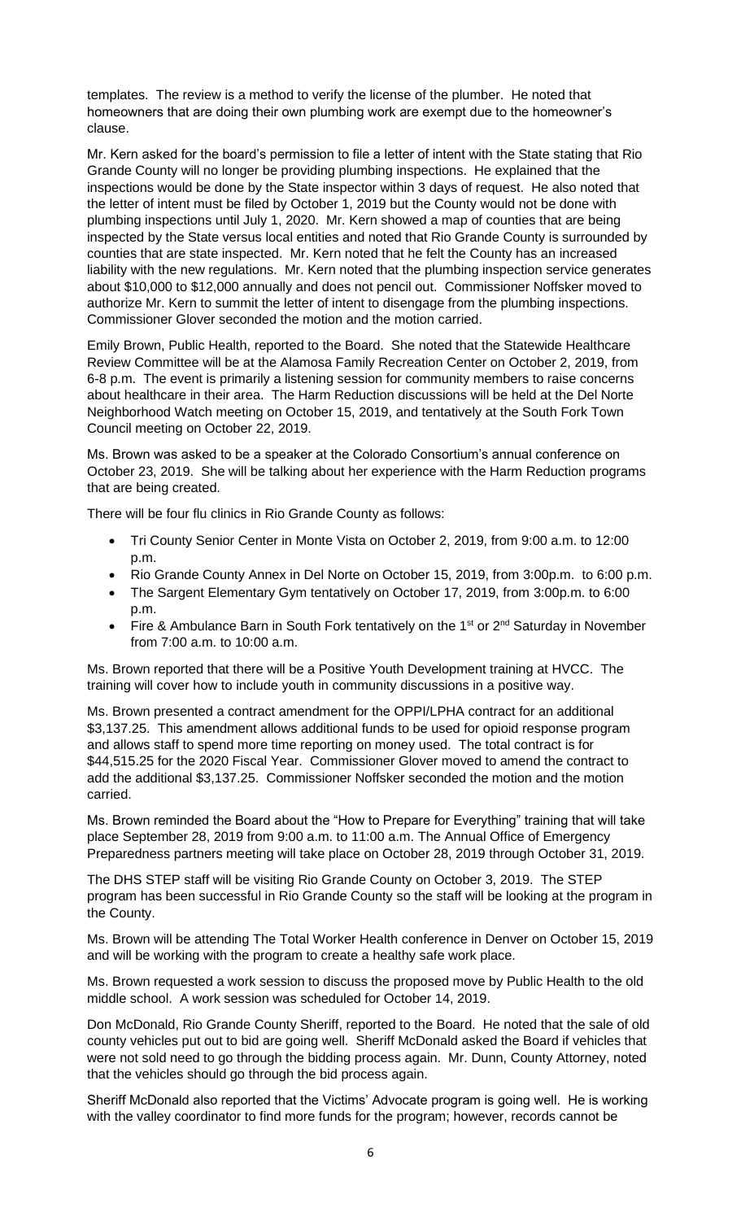templates. The review is a method to verify the license of the plumber. He noted that homeowners that are doing their own plumbing work are exempt due to the homeowner's clause.

Mr. Kern asked for the board's permission to file a letter of intent with the State stating that Rio Grande County will no longer be providing plumbing inspections. He explained that the inspections would be done by the State inspector within 3 days of request. He also noted that the letter of intent must be filed by October 1, 2019 but the County would not be done with plumbing inspections until July 1, 2020. Mr. Kern showed a map of counties that are being inspected by the State versus local entities and noted that Rio Grande County is surrounded by counties that are state inspected. Mr. Kern noted that he felt the County has an increased liability with the new regulations. Mr. Kern noted that the plumbing inspection service generates about $10,000 to $12,000 annually and does not pencil out. Commissioner Noffsker moved to authorize Mr. Kern to summit the letter of intent to disengage from the plumbing inspections. Commissioner Glover seconded the motion and the motion carried.

Emily Brown, Public Health, reported to the Board. She noted that the Statewide Healthcare Review Committee will be at the Alamosa Family Recreation Center on October 2, 2019, from 6-8 p.m. The event is primarily a listening session for community members to raise concerns about healthcare in their area. The Harm Reduction discussions will be held at the Del Norte Neighborhood Watch meeting on October 15, 2019, and tentatively at the South Fork Town Council meeting on October 22, 2019.

Ms. Brown was asked to be a speaker at the Colorado Consortium's annual conference on October 23, 2019. She will be talking about her experience with the Harm Reduction programs that are being created.

There will be four flu clinics in Rio Grande County as follows:

- Tri County Senior Center in Monte Vista on October 2, 2019, from 9:00 a.m. to 12:00 p.m.
- Rio Grande County Annex in Del Norte on October 15, 2019, from 3:00p.m. to 6:00 p.m.
- The Sargent Elementary Gym tentatively on October 17, 2019, from 3:00p.m. to 6:00 p.m.
- Fire & Ambulance Barn in South Fork tentatively on the 1st or 2nd Saturday in November from 7:00 a.m. to 10:00 a.m.

Ms. Brown reported that there will be a Positive Youth Development training at HVCC. The training will cover how to include youth in community discussions in a positive way.

Ms. Brown presented a contract amendment for the OPPI/LPHA contract for an additional $3,137.25. This amendment allows additional funds to be used for opioid response program and allows staff to spend more time reporting on money used. The total contract is for $44,515.25 for the 2020 Fiscal Year. Commissioner Glover moved to amend the contract to add the additional $3,137.25. Commissioner Noffsker seconded the motion and the motion carried.

Ms. Brown reminded the Board about the "How to Prepare for Everything" training that will take place September 28, 2019 from 9:00 a.m. to 11:00 a.m. The Annual Office of Emergency Preparedness partners meeting will take place on October 28, 2019 through October 31, 2019.

The DHS STEP staff will be visiting Rio Grande County on October 3, 2019. The STEP program has been successful in Rio Grande County so the staff will be looking at the program in the County.

Ms. Brown will be attending The Total Worker Health conference in Denver on October 15, 2019 and will be working with the program to create a healthy safe work place.

Ms. Brown requested a work session to discuss the proposed move by Public Health to the old middle school. A work session was scheduled for October 14, 2019.

Don McDonald, Rio Grande County Sheriff, reported to the Board. He noted that the sale of old county vehicles put out to bid are going well. Sheriff McDonald asked the Board if vehicles that were not sold need to go through the bidding process again. Mr. Dunn, County Attorney, noted that the vehicles should go through the bid process again.

Sheriff McDonald also reported that the Victims' Advocate program is going well. He is working with the valley coordinator to find more funds for the program; however, records cannot be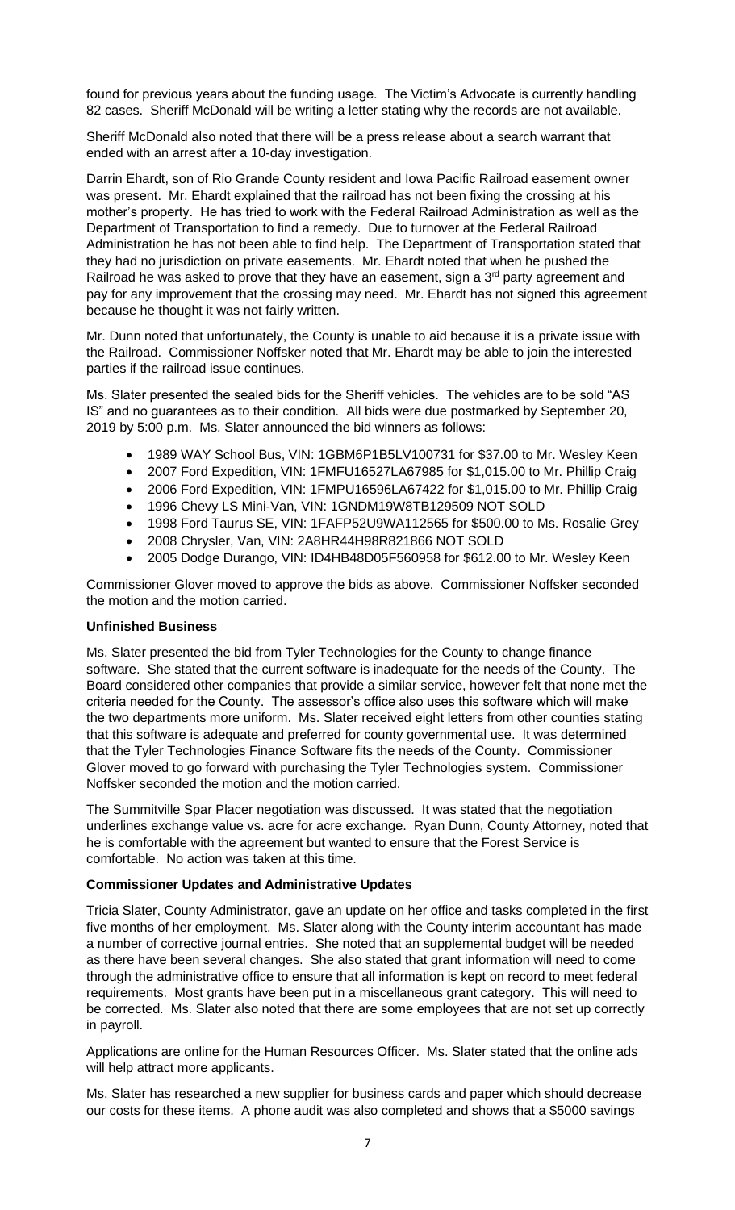found for previous years about the funding usage. The Victim's Advocate is currently handling 82 cases. Sheriff McDonald will be writing a letter stating why the records are not available.

Sheriff McDonald also noted that there will be a press release about a search warrant that ended with an arrest after a 10-day investigation.

Darrin Ehardt, son of Rio Grande County resident and Iowa Pacific Railroad easement owner was present. Mr. Ehardt explained that the railroad has not been fixing the crossing at his mother's property. He has tried to work with the Federal Railroad Administration as well as the Department of Transportation to find a remedy. Due to turnover at the Federal Railroad Administration he has not been able to find help. The Department of Transportation stated that they had no jurisdiction on private easements. Mr. Ehardt noted that when he pushed the Railroad he was asked to prove that they have an easement, sign a 3rd party agreement and pay for any improvement that the crossing may need. Mr. Ehardt has not signed this agreement because he thought it was not fairly written.

Mr. Dunn noted that unfortunately, the County is unable to aid because it is a private issue with the Railroad. Commissioner Noffsker noted that Mr. Ehardt may be able to join the interested parties if the railroad issue continues.

Ms. Slater presented the sealed bids for the Sheriff vehicles. The vehicles are to be sold "AS IS" and no guarantees as to their condition. All bids were due postmarked by September 20, 2019 by 5:00 p.m. Ms. Slater announced the bid winners as follows:

- 1989 WAY School Bus, VIN: 1GBM6P1B5LV100731 for $37.00 to Mr. Wesley Keen
- 2007 Ford Expedition, VIN: 1FMFU16527LA67985 for $1,015.00 to Mr. Phillip Craig
- 2006 Ford Expedition, VIN: 1FMPU16596LA67422 for $1,015.00 to Mr. Phillip Craig
- 1996 Chevy LS Mini-Van, VIN: 1GNDM19W8TB129509 NOT SOLD
- 1998 Ford Taurus SE, VIN: 1FAFP52U9WA112565 for $500.00 to Ms. Rosalie Grey
- 2008 Chrysler, Van, VIN: 2A8HR44H98R821866 NOT SOLD
- 2005 Dodge Durango, VIN: ID4HB48D05F560958 for $612.00 to Mr. Wesley Keen

Commissioner Glover moved to approve the bids as above. Commissioner Noffsker seconded the motion and the motion carried.

**Unfinished Business**

Ms. Slater presented the bid from Tyler Technologies for the County to change finance software. She stated that the current software is inadequate for the needs of the County. The Board considered other companies that provide a similar service, however felt that none met the criteria needed for the County. The assessor's office also uses this software which will make the two departments more uniform. Ms. Slater received eight letters from other counties stating that this software is adequate and preferred for county governmental use. It was determined that the Tyler Technologies Finance Software fits the needs of the County. Commissioner Glover moved to go forward with purchasing the Tyler Technologies system. Commissioner Noffsker seconded the motion and the motion carried.

The Summitville Spar Placer negotiation was discussed. It was stated that the negotiation underlines exchange value vs. acre for acre exchange. Ryan Dunn, County Attorney, noted that he is comfortable with the agreement but wanted to ensure that the Forest Service is comfortable. No action was taken at this time.

**Commissioner Updates and Administrative Updates**

Tricia Slater, County Administrator, gave an update on her office and tasks completed in the first five months of her employment. Ms. Slater along with the County interim accountant has made a number of corrective journal entries. She noted that an supplemental budget will be needed as there have been several changes. She also stated that grant information will need to come through the administrative office to ensure that all information is kept on record to meet federal requirements. Most grants have been put in a miscellaneous grant category. This will need to be corrected. Ms. Slater also noted that there are some employees that are not set up correctly in payroll.

Applications are online for the Human Resources Officer. Ms. Slater stated that the online ads will help attract more applicants.

Ms. Slater has researched a new supplier for business cards and paper which should decrease our costs for these items. A phone audit was also completed and shows that a $5000 savings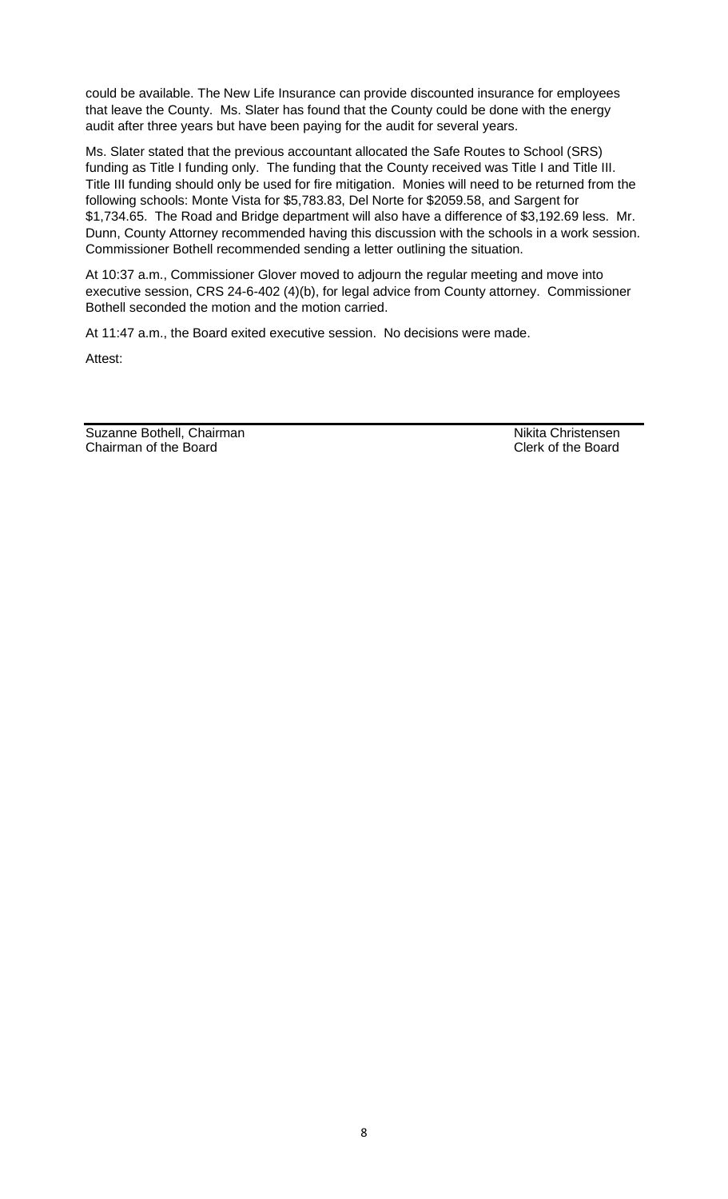could be available. The New Life Insurance can provide discounted insurance for employees that leave the County. Ms. Slater has found that the County could be done with the energy audit after three years but have been paying for the audit for several years.

Ms. Slater stated that the previous accountant allocated the Safe Routes to School (SRS) funding as Title I funding only. The funding that the County received was Title I and Title III. Title III funding should only be used for fire mitigation. Monies will need to be returned from the following schools: Monte Vista for $5,783.83, Del Norte for $2059.58, and Sargent for $1,734.65. The Road and Bridge department will also have a difference of $3,192.69 less. Mr. Dunn, County Attorney recommended having this discussion with the schools in a work session. Commissioner Bothell recommended sending a letter outlining the situation.

At 10:37 a.m., Commissioner Glover moved to adjourn the regular meeting and move into executive session, CRS 24-6-402 (4)(b), for legal advice from County attorney. Commissioner Bothell seconded the motion and the motion carried.

At 11:47 a.m., the Board exited executive session. No decisions were made.

Attest:

| | |
|---|---|
| Suzanne Bothell, Chairman | Nikita Christensen |
| Chairman of the Board | Clerk of the Board |